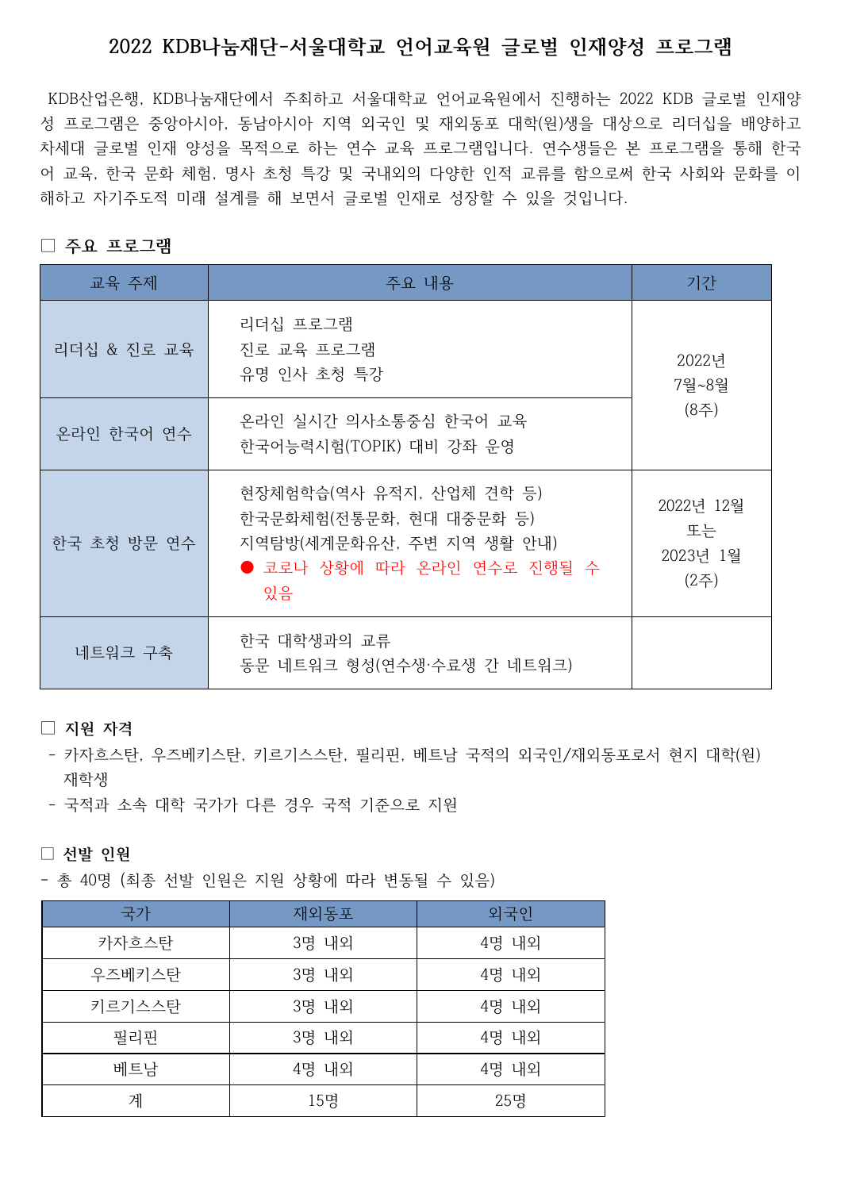# 2022 KDB나눔재단-서울대학교 언어교육원 글로벌 인재양성 프로그램

KDB산업은행, KDB나눔재단에서 주최하고 서울대학교 언어교육원에서 진행하는 2022 KDB 글로벌 인재양성 프로그램은 중앙아시아, 동남아시아 지역 외국인 및 재외동포 대학(원)생을 대상으로 리더십을 배양하고 차세대 글로벌 인재 양성을 목적으로 하는 연수 교육 프로그램입니다. 연수생들은 본 프로그램을 통해 한국어 교육, 한국 문화 체험, 명사 초청 특강 및 국내외의 다양한 인적 교류를 함으로써 한국 사회와 문화를 이해하고 자기주도적 미래 설계를 해 보면서 글로벌 인재로 성장할 수 있을 것입니다.

## □ 주요 프로그램

| 교육 주제 | 주요 내용 | 기간 |
|---|---|---|
| 리더십 & 진로 교육 | 리더십 프로그램<br>진로 교육 프로그램<br>유명 인사 초청 특강 | 2022년<br>7월~8월<br>(8주) |
| 온라인 한국어 연수 | 온라인 실시간 의사소통중심 한국어 교육<br>한국어능력시험(TOPIK) 대비 강좌 운영 | |
| 한국 초청 방문 연수 | 현장체험학습(역사 유적지, 산업체 견학 등)<br>한국문화체험(전통문화, 현대 대중문화 등)<br>지역탐방(세계문화유산, 주변 지역 생활 안내)<br>● 코로나 상황에 따라 온라인 연수로 진행될 수 있음 | 2022년 12월<br>또는<br>2023년 1월<br>(2주) |
| 네트워크 구축 | 한국 대학생과의 교류<br>동문 네트워크 형성(연수생·수료생 간 네트워크) | |

## □ 지원 자격

- 카자흐스탄, 우즈베키스탄, 키르기스스탄, 필리핀, 베트남 국적의 외국인/재외동포로서 현지 대학(원) 재학생
- 국적과 소속 대학 국가가 다른 경우 국적 기준으로 지원

## □ 선발 인원

- 총 40명 (최종 선발 인원은 지원 상황에 따라 변동될 수 있음)

| 국가 | 재외동포 | 외국인 |
|---|---|---|
| 카자흐스탄 | 3명 내외 | 4명 내외 |
| 우즈베키스탄 | 3명 내외 | 4명 내외 |
| 키르기스스탄 | 3명 내외 | 4명 내외 |
| 필리핀 | 3명 내외 | 4명 내외 |
| 베트남 | 4명 내외 | 4명 내외 |
| 계 | 15명 | 25명 |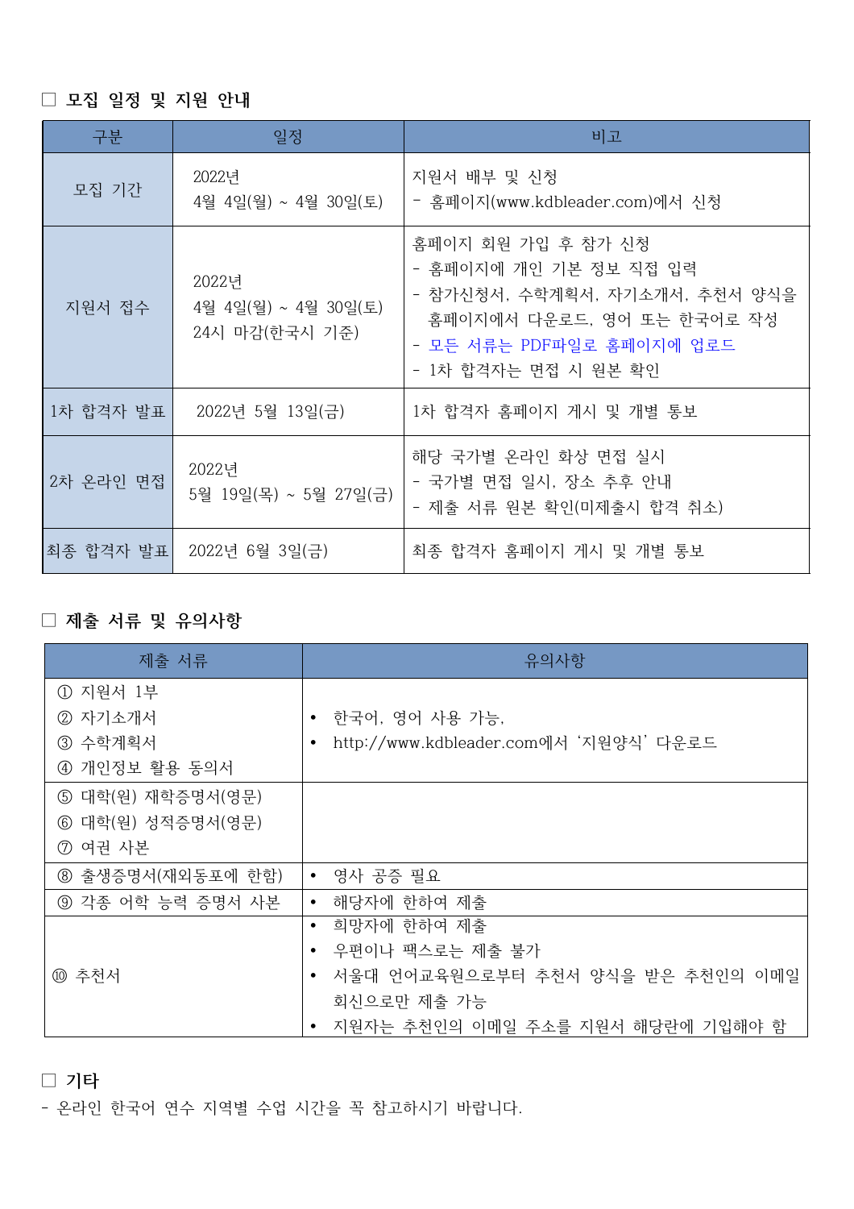## □ 모집 일정 및 지원 안내

| 구분 | 일정 | 비고 |
|---|---|---|
| 모집 기간 | 2022년<br>4월 4일(월) ~ 4월 30일(토) | 지원서 배부 및 신청<br>- 홈페이지(www.kdbleader.com)에서 신청 |
| 지원서 접수 | 2022년<br>4월 4일(월) ~ 4월 30일(토)<br>24시 마감(한국시 기준) | 홈페이지 회원 가입 후 참가 신청<br>- 홈페이지에 개인 기본 정보 직접 입력<br>- 참가신청서, 수학계획서, 자기소개서, 추천서 양식을 홈페이지에서 다운로드, 영어 또는 한국어로 작성<br>- 모든 서류는 PDF파일로 홈페이지에 업로드<br>- 1차 합격자는 면접 시 원본 확인 |
| 1차 합격자 발표 | 2022년 5월 13일(금) | 1차 합격자 홈페이지 게시 및 개별 통보 |
| 2차 온라인 면접 | 2022년<br>5월 19일(목) ~ 5월 27일(금) | 해당 국가별 온라인 화상 면접 실시<br>- 국가별 면접 일시, 장소 추후 안내<br>- 제출 서류 원본 확인(미제출시 합격 취소) |
| 최종 합격자 발표 | 2022년 6월 3일(금) | 최종 합격자 홈페이지 게시 및 개별 통보 |

## □ 제출 서류 및 유의사항

| 제출 서류 | 유의사항 |
|---|---|
| ① 지원서 1부<br>② 자기소개서<br>③ 수학계획서<br>④ 개인정보 활용 동의서 | • 한국어, 영어 사용 가능.<br>• http://www.kdbleader.com에서 '지원양식' 다운로드 |
| ⑤ 대학(원) 재학증명서(영문)<br>⑥ 대학(원) 성적증명서(영문)<br>⑦ 여권 사본 | |
| ⑧ 출생증명서(재외동포에 한함) | • 영사 공증 필요 |
| ⑨ 각종 어학 능력 증명서 사본 | • 해당자에 한하여 제출 |
| ⑩ 추천서 | • 희망자에 한하여 제출<br>• 우편이나 팩스로는 제출 불가<br>• 서울대 언어교육원으로부터 추천서 양식을 받은 추천인의 이메일 회신으로만 제출 가능<br>• 지원자는 추천인의 이메일 주소를 지원서 해당란에 기입해야 함 |

## □ 기타

- 온라인 한국어 연수 지역별 수업 시간을 꼭 참고하시기 바랍니다.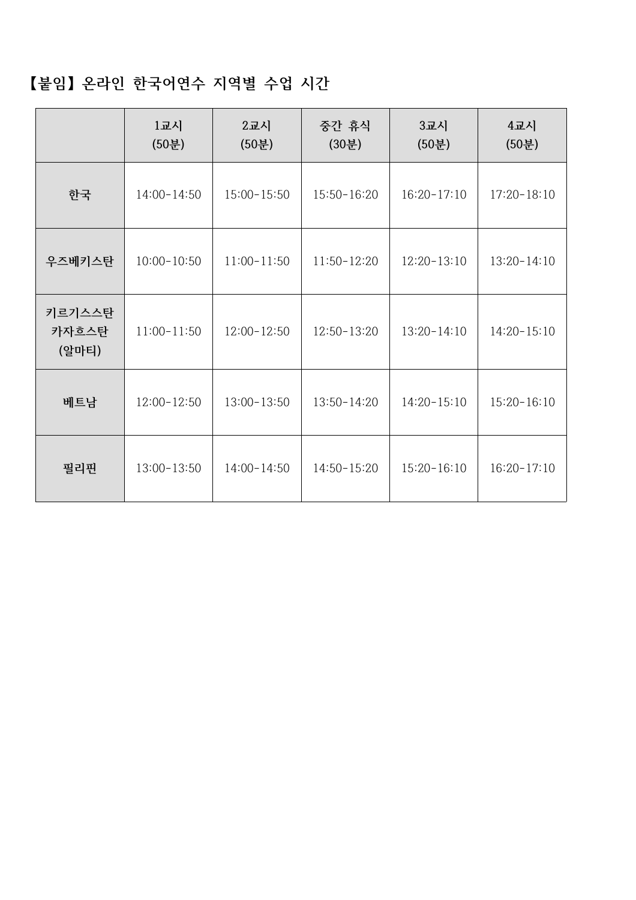## 【붙임】 온라인 한국어연수 지역별 수업 시간

| | 1교시 (50분) | 2교시 (50분) | 중간 휴식 (30분) | 3교시 (50분) | 4교시 (50분) |
|---|---|---|---|---|---|
| 한국 | 14:00-14:50 | 15:00-15:50 | 15:50-16:20 | 16:20-17:10 | 17:20-18:10 |
| 우즈베키스탄 | 10:00-10:50 | 11:00-11:50 | 11:50-12:20 | 12:20-13:10 | 13:20-14:10 |
| 키르기스스탄 카자흐스탄 (알마티) | 11:00-11:50 | 12:00-12:50 | 12:50-13:20 | 13:20-14:10 | 14:20-15:10 |
| 베트남 | 12:00-12:50 | 13:00-13:50 | 13:50-14:20 | 14:20-15:10 | 15:20-16:10 |
| 필리핀 | 13:00-13:50 | 14:00-14:50 | 14:50-15:20 | 15:20-16:10 | 16:20-17:10 |